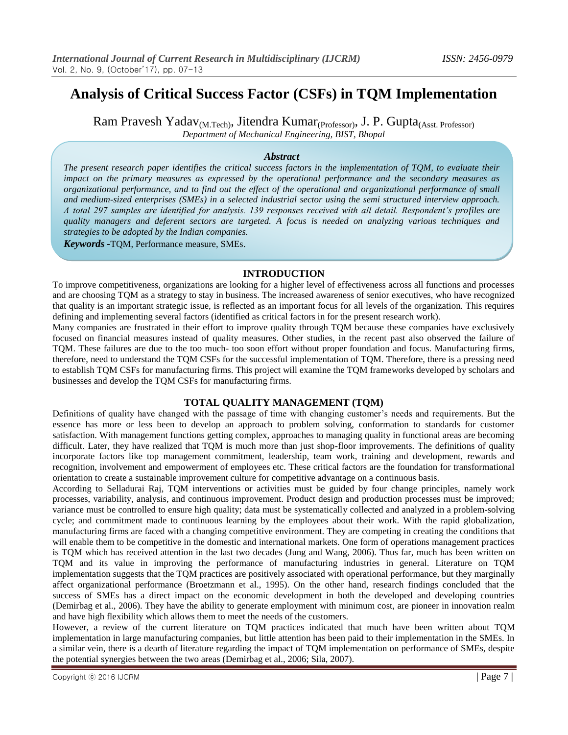# Analysis of Critical Success Factor (CSFs) in TQM Implementation

Ram Pravesh Yadav$_{\text{(M.Tech)}}$, Jitendra Kumar$_{\text{(Professor)}}$, J. P. Gupta$_{\text{(Asst. Professor)}}$

*Department of Mechanical Engineering, BIST, Bhopal*

### *Abstract*

*The present research paper identifies the critical success factors in the implementation of TQM, to evaluate their impact on the primary measures as expressed by the operational performance and the secondary measures as organizational performance, and to find out the effect of the operational and organizational performance of small and medium-sized enterprises (SMEs) in a selected industrial sector using the semi structured interview approach. A total 297 samples are identified for analysis. 139 responses received with all detail. Respondent's profiles are quality managers and deferent sectors are targeted. A focus is needed on analyzing various techniques and strategies to be adopted by the Indian companies.*

***Keywords -***TQM, Performance measure, SMEs.

## INTRODUCTION

To improve competitiveness, organizations are looking for a higher level of effectiveness across all functions and processes and are choosing TQM as a strategy to stay in business. The increased awareness of senior executives, who have recognized that quality is an important strategic issue, is reflected as an important focus for all levels of the organization. This requires defining and implementing several factors (identified as critical factors in for the present research work).

Many companies are frustrated in their effort to improve quality through TQM because these companies have exclusively focused on financial measures instead of quality measures. Other studies, in the recent past also observed the failure of TQM. These failures are due to the too much- too soon effort without proper foundation and focus. Manufacturing firms, therefore, need to understand the TQM CSFs for the successful implementation of TQM. Therefore, there is a pressing need to establish TQM CSFs for manufacturing firms. This project will examine the TQM frameworks developed by scholars and businesses and develop the TQM CSFs for manufacturing firms.

## TOTAL QUALITY MANAGEMENT (TQM)

Definitions of quality have changed with the passage of time with changing customer's needs and requirements. But the essence has more or less been to develop an approach to problem solving, conformation to standards for customer satisfaction. With management functions getting complex, approaches to managing quality in functional areas are becoming difficult. Later, they have realized that TQM is much more than just shop-floor improvements. The definitions of quality incorporate factors like top management commitment, leadership, team work, training and development, rewards and recognition, involvement and empowerment of employees etc. These critical factors are the foundation for transformational orientation to create a sustainable improvement culture for competitive advantage on a continuous basis.

According to Selladurai Raj, TQM interventions or activities must be guided by four change principles, namely work processes, variability, analysis, and continuous improvement. Product design and production processes must be improved; variance must be controlled to ensure high quality; data must be systematically collected and analyzed in a problem-solving cycle; and commitment made to continuous learning by the employees about their work. With the rapid globalization, manufacturing firms are faced with a changing competitive environment. They are competing in creating the conditions that will enable them to be competitive in the domestic and international markets. One form of operations management practices is TQM which has received attention in the last two decades (Jung and Wang, 2006). Thus far, much has been written on TQM and its value in improving the performance of manufacturing industries in general. Literature on TQM implementation suggests that the TQM practices are positively associated with operational performance, but they marginally affect organizational performance (Broetzmann et al., 1995). On the other hand, research findings concluded that the success of SMEs has a direct impact on the economic development in both the developed and developing countries (Demirbag et al., 2006). They have the ability to generate employment with minimum cost, are pioneer in innovation realm and have high flexibility which allows them to meet the needs of the customers.

However, a review of the current literature on TQM practices indicated that much have been written about TQM implementation in large manufacturing companies, but little attention has been paid to their implementation in the SMEs. In a similar vein, there is a dearth of literature regarding the impact of TQM implementation on performance of SMEs, despite the potential synergies between the two areas (Demirbag et al., 2006; Sila, 2007).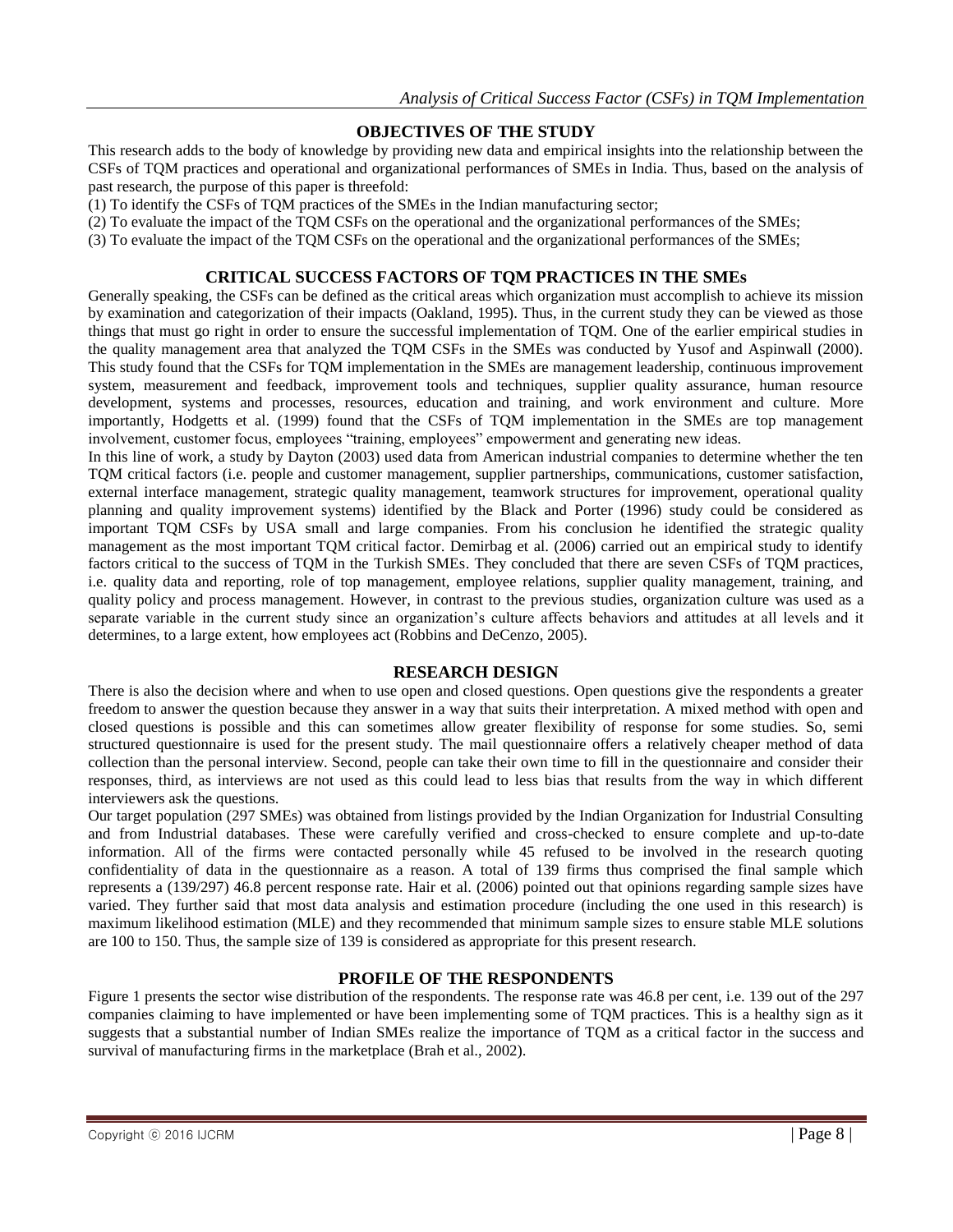## OBJECTIVES OF THE STUDY

This research adds to the body of knowledge by providing new data and empirical insights into the relationship between the CSFs of TQM practices and operational and organizational performances of SMEs in India. Thus, based on the analysis of past research, the purpose of this paper is threefold:

(1) To identify the CSFs of TQM practices of the SMEs in the Indian manufacturing sector;
(2) To evaluate the impact of the TQM CSFs on the operational and the organizational performances of the SMEs;
(3) To evaluate the impact of the TQM CSFs on the operational and the organizational performances of the SMEs;

## CRITICAL SUCCESS FACTORS OF TQM PRACTICES IN THE SMEs

Generally speaking, the CSFs can be defined as the critical areas which organization must accomplish to achieve its mission by examination and categorization of their impacts (Oakland, 1995). Thus, in the current study they can be viewed as those things that must go right in order to ensure the successful implementation of TQM. One of the earlier empirical studies in the quality management area that analyzed the TQM CSFs in the SMEs was conducted by Yusof and Aspinwall (2000). This study found that the CSFs for TQM implementation in the SMEs are management leadership, continuous improvement system, measurement and feedback, improvement tools and techniques, supplier quality assurance, human resource development, systems and processes, resources, education and training, and work environment and culture. More importantly, Hodgetts et al. (1999) found that the CSFs of TQM implementation in the SMEs are top management involvement, customer focus, employees "training, employees" empowerment and generating new ideas.

In this line of work, a study by Dayton (2003) used data from American industrial companies to determine whether the ten TQM critical factors (i.e. people and customer management, supplier partnerships, communications, customer satisfaction, external interface management, strategic quality management, teamwork structures for improvement, operational quality planning and quality improvement systems) identified by the Black and Porter (1996) study could be considered as important TQM CSFs by USA small and large companies. From his conclusion he identified the strategic quality management as the most important TQM critical factor. Demirbag et al. (2006) carried out an empirical study to identify factors critical to the success of TQM in the Turkish SMEs. They concluded that there are seven CSFs of TQM practices, i.e. quality data and reporting, role of top management, employee relations, supplier quality management, training, and quality policy and process management. However, in contrast to the previous studies, organization culture was used as a separate variable in the current study since an organization's culture affects behaviors and attitudes at all levels and it determines, to a large extent, how employees act (Robbins and DeCenzo, 2005).

## RESEARCH DESIGN

There is also the decision where and when to use open and closed questions. Open questions give the respondents a greater freedom to answer the question because they answer in a way that suits their interpretation. A mixed method with open and closed questions is possible and this can sometimes allow greater flexibility of response for some studies. So, semi structured questionnaire is used for the present study. The mail questionnaire offers a relatively cheaper method of data collection than the personal interview. Second, people can take their own time to fill in the questionnaire and consider their responses, third, as interviews are not used as this could lead to less bias that results from the way in which different interviewers ask the questions.

Our target population (297 SMEs) was obtained from listings provided by the Indian Organization for Industrial Consulting and from Industrial databases. These were carefully verified and cross-checked to ensure complete and up-to-date information. All of the firms were contacted personally while 45 refused to be involved in the research quoting confidentiality of data in the questionnaire as a reason. A total of 139 firms thus comprised the final sample which represents a (139/297) 46.8 percent response rate. Hair et al. (2006) pointed out that opinions regarding sample sizes have varied. They further said that most data analysis and estimation procedure (including the one used in this research) is maximum likelihood estimation (MLE) and they recommended that minimum sample sizes to ensure stable MLE solutions are 100 to 150. Thus, the sample size of 139 is considered as appropriate for this present research.

## PROFILE OF THE RESPONDENTS

Figure 1 presents the sector wise distribution of the respondents. The response rate was 46.8 per cent, i.e. 139 out of the 297 companies claiming to have implemented or have been implementing some of TQM practices. This is a healthy sign as it suggests that a substantial number of Indian SMEs realize the importance of TQM as a critical factor in the success and survival of manufacturing firms in the marketplace (Brah et al., 2002).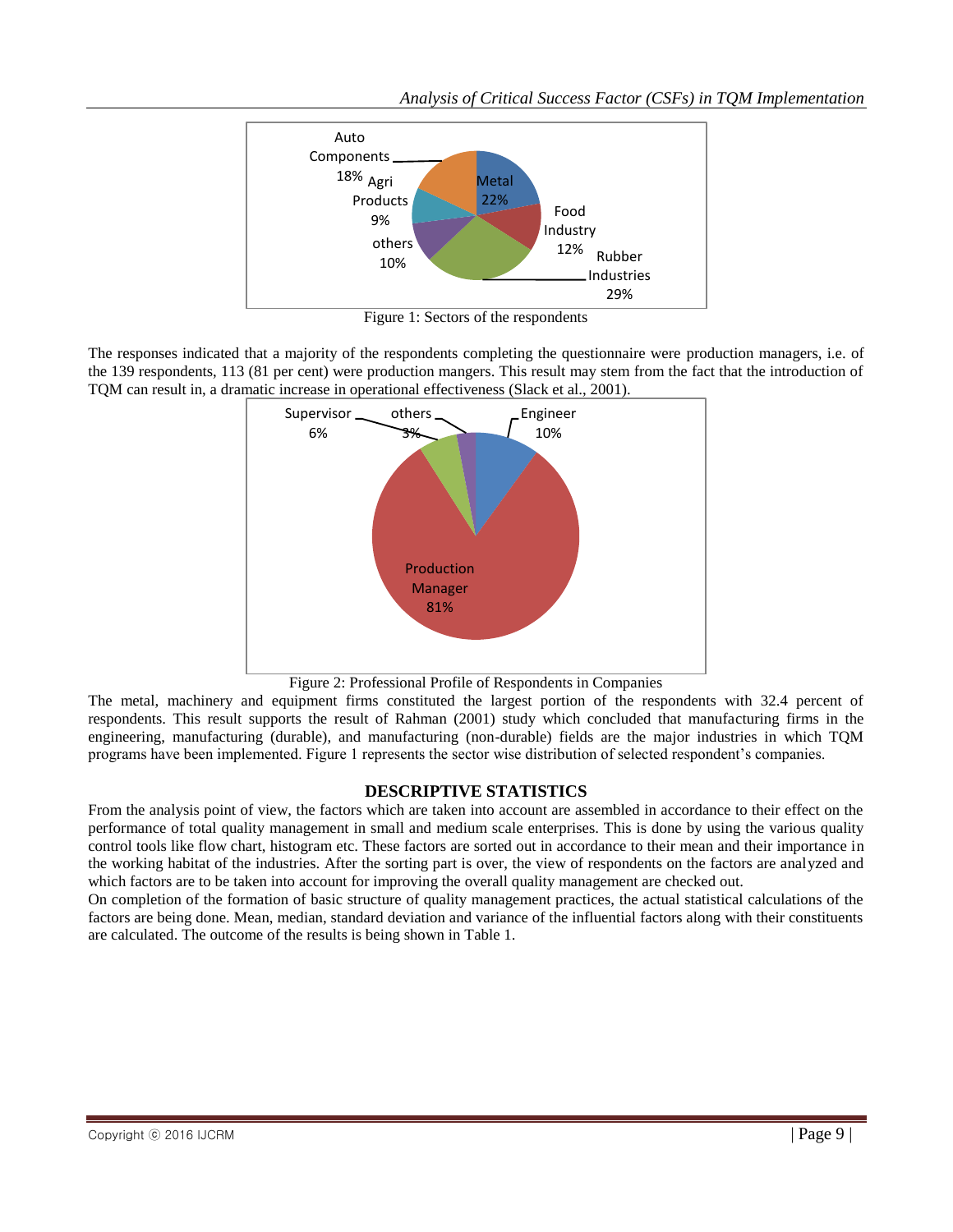Figure 1: Sectors of the respondents

The responses indicated that a majority of the respondents completing the questionnaire were production managers, i.e. of the 139 respondents, 113 (81 per cent) were production mangers. This result may stem from the fact that the introduction of TQM can result in, a dramatic increase in operational effectiveness (Slack et al., 2001).

Figure 2: Professional Profile of Respondents in Companies

The metal, machinery and equipment firms constituted the largest portion of the respondents with 32.4 percent of respondents. This result supports the result of Rahman (2001) study which concluded that manufacturing firms in the engineering, manufacturing (durable), and manufacturing (non-durable) fields are the major industries in which TQM programs have been implemented. Figure 1 represents the sector wise distribution of selected respondent's companies.

## DESCRIPTIVE STATISTICS

From the analysis point of view, the factors which are taken into account are assembled in accordance to their effect on the performance of total quality management in small and medium scale enterprises. This is done by using the various quality control tools like flow chart, histogram etc. These factors are sorted out in accordance to their mean and their importance in the working habitat of the industries. After the sorting part is over, the view of respondents on the factors are analyzed and which factors are to be taken into account for improving the overall quality management are checked out.

On completion of the formation of basic structure of quality management practices, the actual statistical calculations of the factors are being done. Mean, median, standard deviation and variance of the influential factors along with their constituents are calculated. The outcome of the results is being shown in Table 1.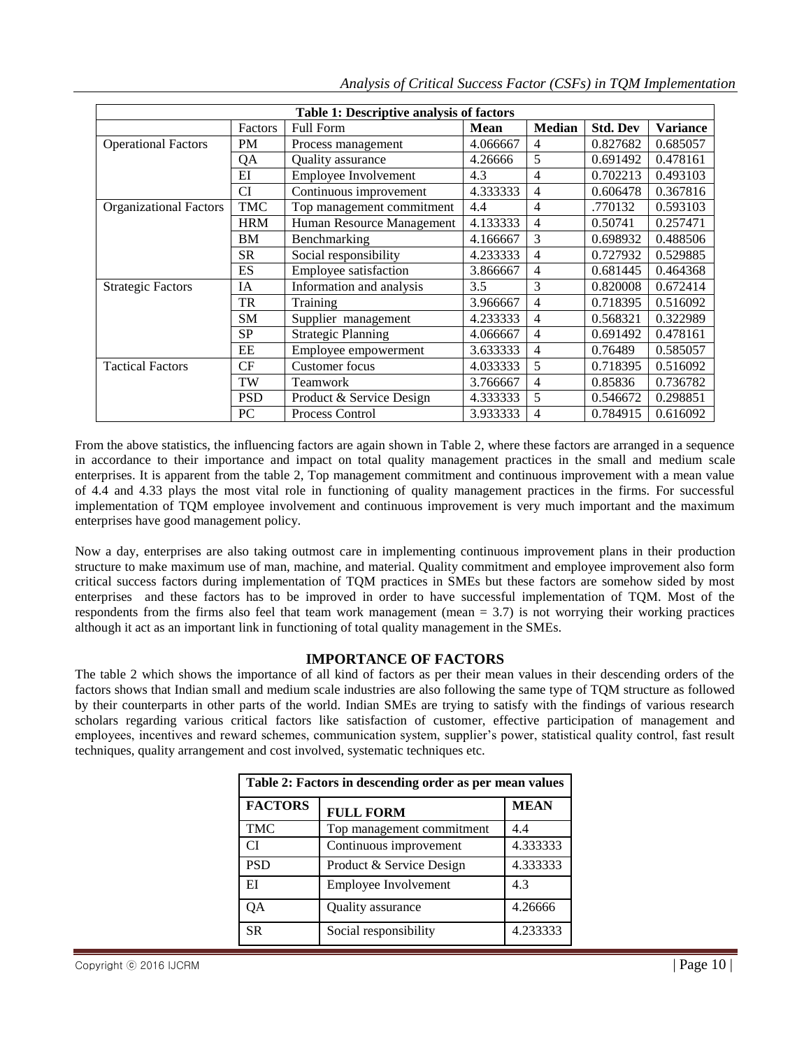**Table 1: Descriptive analysis of factors**

| | Factors | Full Form | Mean | Median | Std. Dev | Variance |
|---|---|---|---|---|---|---|
| Operational Factors | PM | Process management | 4.066667 | 4 | 0.827682 | 0.685057 |
| | QA | Quality assurance | 4.26666 | 5 | 0.691492 | 0.478161 |
| | EI | Employee Involvement | 4.3 | 4 | 0.702213 | 0.493103 |
| | CI | Continuous improvement | 4.333333 | 4 | 0.606478 | 0.367816 |
| Organizational Factors | TMC | Top management commitment | 4.4 | 4 | .770132 | 0.593103 |
| | HRM | Human Resource Management | 4.133333 | 4 | 0.50741 | 0.257471 |
| | BM | Benchmarking | 4.166667 | 3 | 0.698932 | 0.488506 |
| | SR | Social responsibility | 4.233333 | 4 | 0.727932 | 0.529885 |
| | ES | Employee satisfaction | 3.866667 | 4 | 0.681445 | 0.464368 |
| Strategic Factors | IA | Information and analysis | 3.5 | 3 | 0.820008 | 0.672414 |
| | TR | Training | 3.966667 | 4 | 0.718395 | 0.516092 |
| | SM | Supplier management | 4.233333 | 4 | 0.568321 | 0.322989 |
| | SP | Strategic Planning | 4.066667 | 4 | 0.691492 | 0.478161 |
| | EE | Employee empowerment | 3.633333 | 4 | 0.76489 | 0.585057 |
| Tactical Factors | CF | Customer focus | 4.033333 | 5 | 0.718395 | 0.516092 |
| | TW | Teamwork | 3.766667 | 4 | 0.85836 | 0.736782 |
| | PSD | Product & Service Design | 4.333333 | 5 | 0.546672 | 0.298851 |
| | PC | Process Control | 3.933333 | 4 | 0.784915 | 0.616092 |

From the above statistics, the influencing factors are again shown in Table 2, where these factors are arranged in a sequence in accordance to their importance and impact on total quality management practices in the small and medium scale enterprises. It is apparent from the table 2, Top management commitment and continuous improvement with a mean value of 4.4 and 4.33 plays the most vital role in functioning of quality management practices in the firms. For successful implementation of TQM employee involvement and continuous improvement is very much important and the maximum enterprises have good management policy.

Now a day, enterprises are also taking outmost care in implementing continuous improvement plans in their production structure to make maximum use of man, machine, and material. Quality commitment and employee improvement also form critical success factors during implementation of TQM practices in SMEs but these factors are somehow sided by most enterprises and these factors has to be improved in order to have successful implementation of TQM. Most of the respondents from the firms also feel that team work management (mean = 3.7) is not worrying their working practices although it act as an important link in functioning of total quality management in the SMEs.

## IMPORTANCE OF FACTORS

The table 2 which shows the importance of all kind of factors as per their mean values in their descending orders of the factors shows that Indian small and medium scale industries are also following the same type of TQM structure as followed by their counterparts in other parts of the world. Indian SMEs are trying to satisfy with the findings of various research scholars regarding various critical factors like satisfaction of customer, effective participation of management and employees, incentives and reward schemes, communication system, supplier's power, statistical quality control, fast result techniques, quality arrangement and cost involved, systematic techniques etc.

**Table 2: Factors in descending order as per mean values**

| FACTORS | FULL FORM | MEAN |
|---|---|---|
| TMC | Top management commitment | 4.4 |
| CI | Continuous improvement | 4.333333 |
| PSD | Product & Service Design | 4.333333 |
| EI | Employee Involvement | 4.3 |
| QA | Quality assurance | 4.26666 |
| SR | Social responsibility | 4.233333 |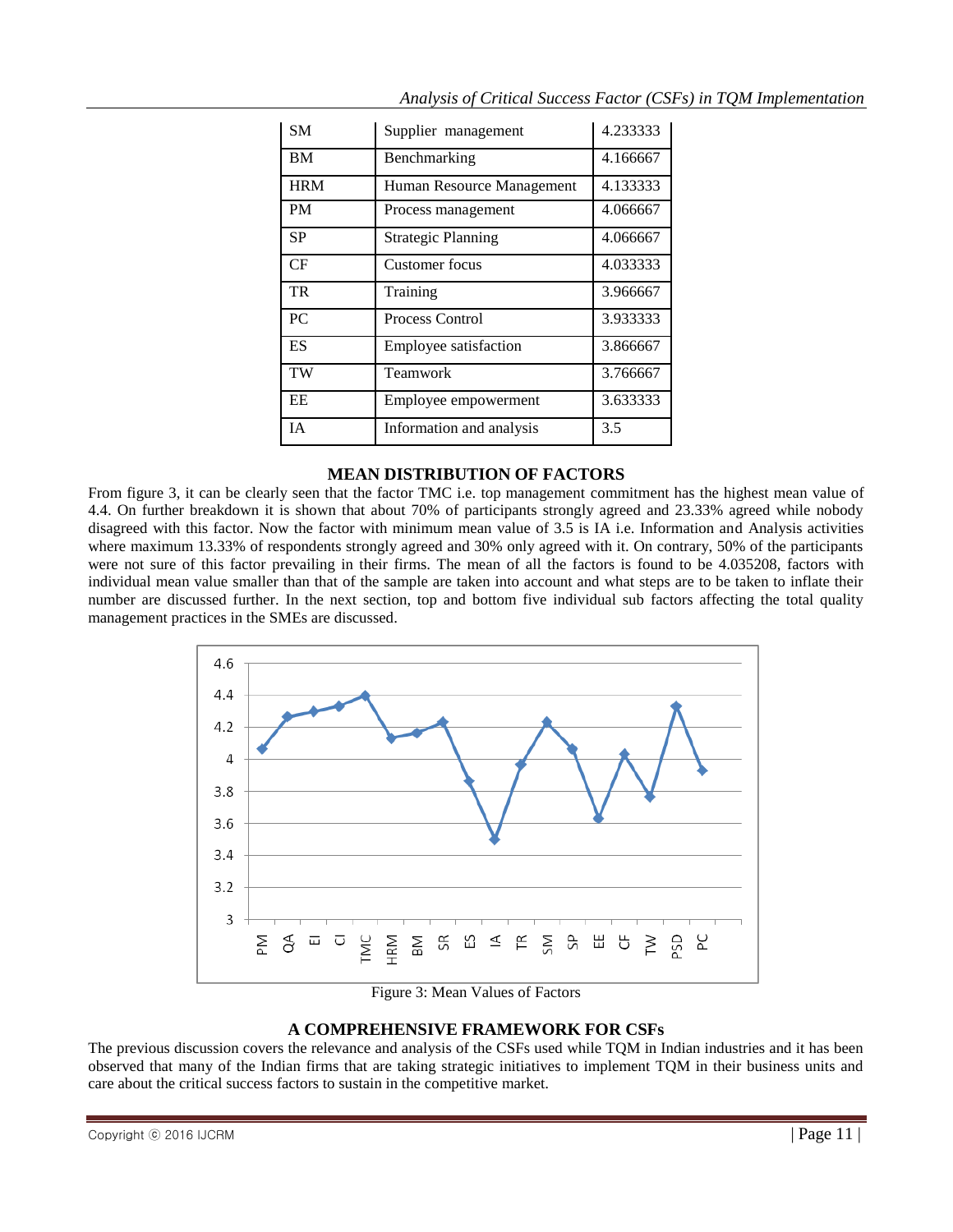| SM | Supplier management | 4.233333 |
|---|---|---|
| BM | Benchmarking | 4.166667 |
| HRM | Human Resource Management | 4.133333 |
| PM | Process management | 4.066667 |
| SP | Strategic Planning | 4.066667 |
| CF | Customer focus | 4.033333 |
| TR | Training | 3.966667 |
| PC | Process Control | 3.933333 |
| ES | Employee satisfaction | 3.866667 |
| TW | Teamwork | 3.766667 |
| EE | Employee empowerment | 3.633333 |
| IA | Information and analysis | 3.5 |

## MEAN DISTRIBUTION OF FACTORS

From figure 3, it can be clearly seen that the factor TMC i.e. top management commitment has the highest mean value of 4.4. On further breakdown it is shown that about 70% of participants strongly agreed and 23.33% agreed while nobody disagreed with this factor. Now the factor with minimum mean value of 3.5 is IA i.e. Information and Analysis activities where maximum 13.33% of respondents strongly agreed and 30% only agreed with it. On contrary, 50% of the participants were not sure of this factor prevailing in their firms. The mean of all the factors is found to be 4.035208, factors with individual mean value smaller than that of the sample are taken into account and what steps are to be taken to inflate their number are discussed further. In the next section, top and bottom five individual sub factors affecting the total quality management practices in the SMEs are discussed.

Figure 3: Mean Values of Factors

## A COMPREHENSIVE FRAMEWORK FOR CSFs

The previous discussion covers the relevance and analysis of the CSFs used while TQM in Indian industries and it has been observed that many of the Indian firms that are taking strategic initiatives to implement TQM in their business units and care about the critical success factors to sustain in the competitive market.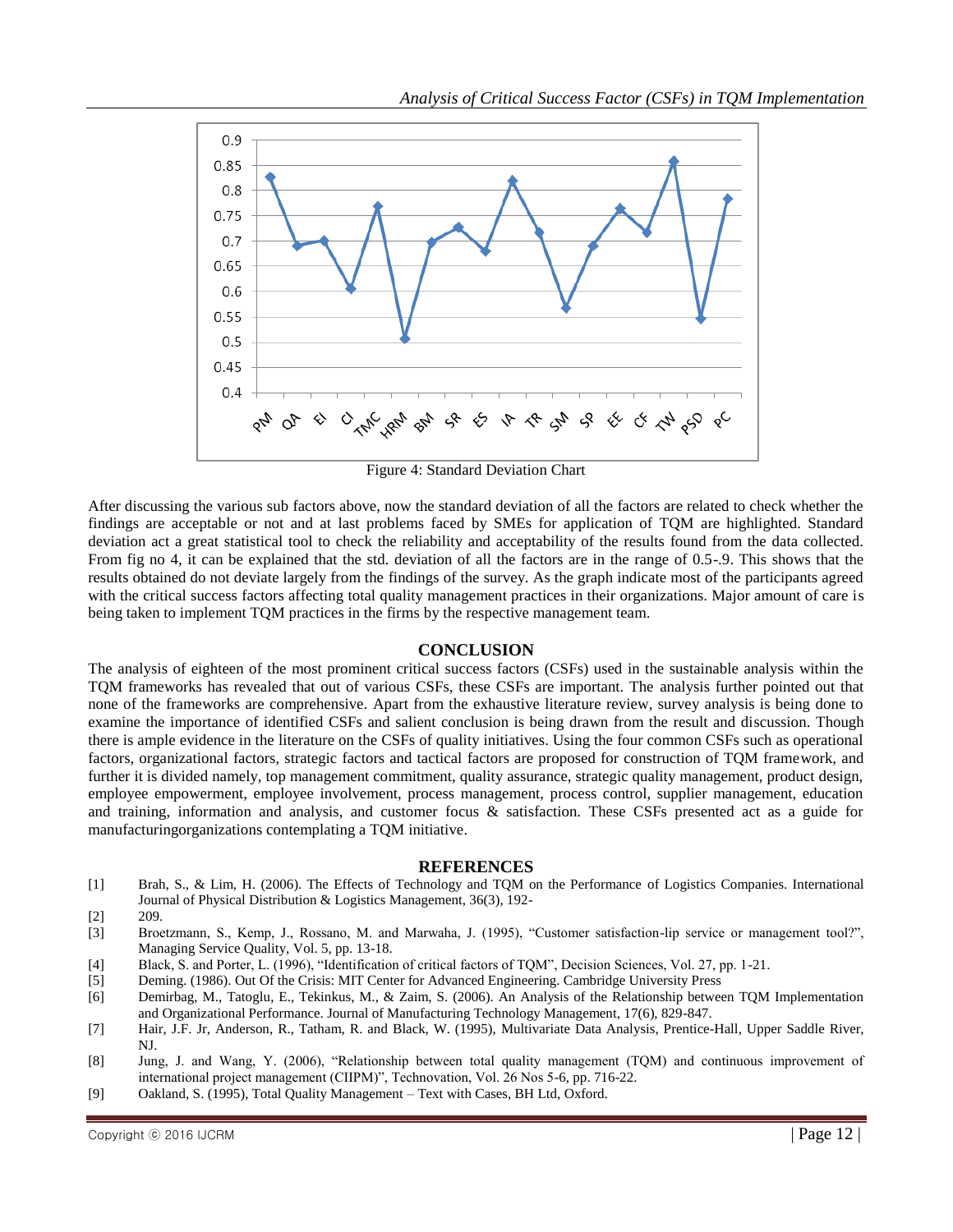Figure 4: Standard Deviation Chart

After discussing the various sub factors above, now the standard deviation of all the factors are related to check whether the findings are acceptable or not and at last problems faced by SMEs for application of TQM are highlighted. Standard deviation act a great statistical tool to check the reliability and acceptability of the results found from the data collected. From fig no 4, it can be explained that the std. deviation of all the factors are in the range of 0.5-.9. This shows that the results obtained do not deviate largely from the findings of the survey. As the graph indicate most of the participants agreed with the critical success factors affecting total quality management practices in their organizations. Major amount of care is being taken to implement TQM practices in the firms by the respective management team.

## CONCLUSION

The analysis of eighteen of the most prominent critical success factors (CSFs) used in the sustainable analysis within the TQM frameworks has revealed that out of various CSFs, these CSFs are important. The analysis further pointed out that none of the frameworks are comprehensive. Apart from the exhaustive literature review, survey analysis is being done to examine the importance of identified CSFs and salient conclusion is being drawn from the result and discussion. Though there is ample evidence in the literature on the CSFs of quality initiatives. Using the four common CSFs such as operational factors, organizational factors, strategic factors and tactical factors are proposed for construction of TQM framework, and further it is divided namely, top management commitment, quality assurance, strategic quality management, product design, employee empowerment, employee involvement, process management, process control, supplier management, education and training, information and analysis, and customer focus & satisfaction. These CSFs presented act as a guide for manufacturingorganizations contemplating a TQM initiative.

## REFERENCES

[1] Brah, S., & Lim, H. (2006). The Effects of Technology and TQM on the Performance of Logistics Companies. International Journal of Physical Distribution & Logistics Management, 36(3), 192-

[2] 209.

[3] Broetzmann, S., Kemp, J., Rossano, M. and Marwaha, J. (1995), "Customer satisfaction-lip service or management tool?", Managing Service Quality, Vol. 5, pp. 13-18.

[4] Black, S. and Porter, L. (1996), "Identification of critical factors of TQM", Decision Sciences, Vol. 27, pp. 1-21.

[5] Deming. (1986). Out Of the Crisis: MIT Center for Advanced Engineering. Cambridge University Press

[6] Demirbag, M., Tatoglu, E., Tekinkus, M., & Zaim, S. (2006). An Analysis of the Relationship between TQM Implementation and Organizational Performance. Journal of Manufacturing Technology Management, 17(6), 829-847.

[7] Hair, J.F. Jr, Anderson, R., Tatham, R. and Black, W. (1995), Multivariate Data Analysis, Prentice-Hall, Upper Saddle River, NJ.

[8] Jung, J. and Wang, Y. (2006), "Relationship between total quality management (TQM) and continuous improvement of international project management (CIIPM)", Technovation, Vol. 26 Nos 5-6, pp. 716-22.

[9] Oakland, S. (1995), Total Quality Management – Text with Cases, BH Ltd, Oxford.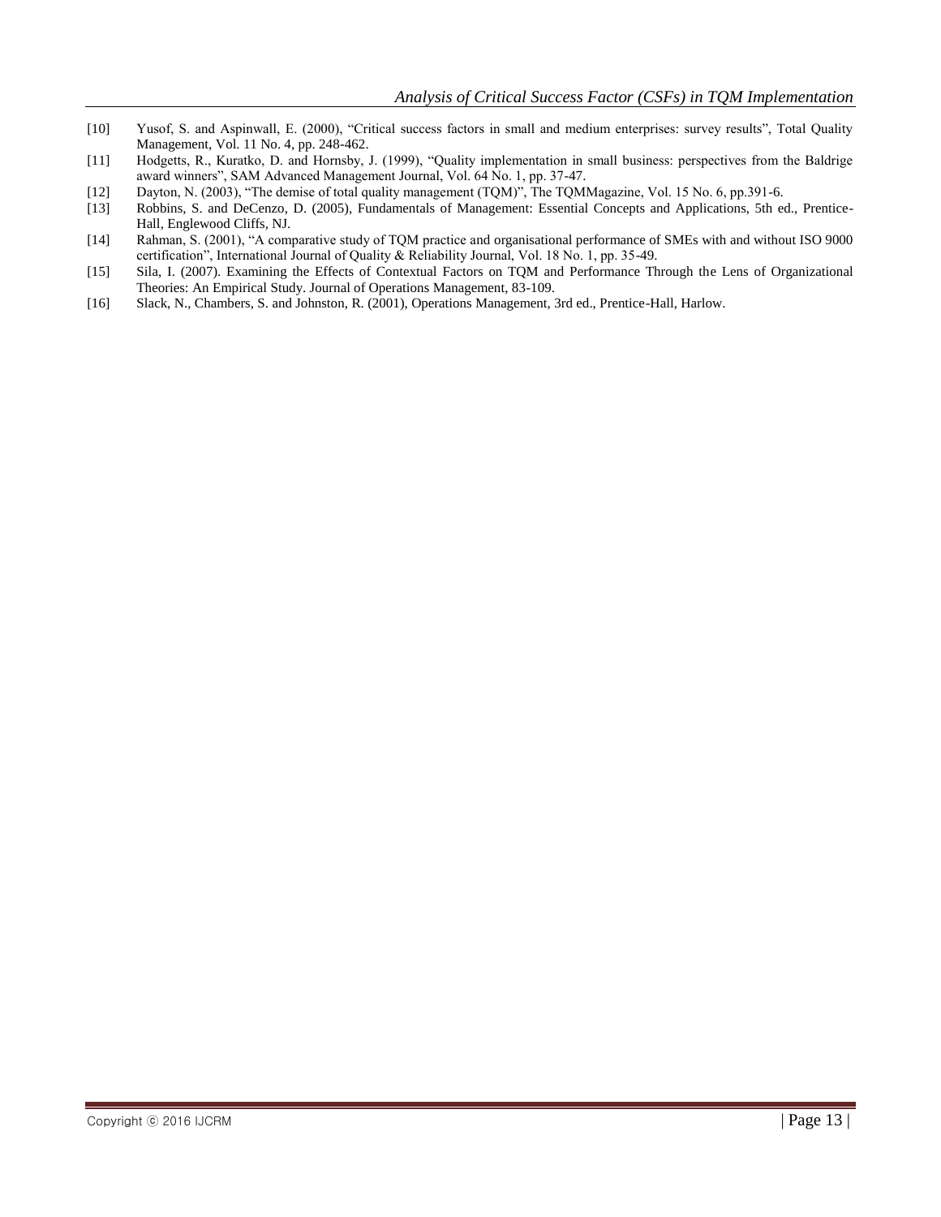[10] Yusof, S. and Aspinwall, E. (2000), "Critical success factors in small and medium enterprises: survey results", Total Quality Management, Vol. 11 No. 4, pp. 248-462.

[11] Hodgetts, R., Kuratko, D. and Hornsby, J. (1999), "Quality implementation in small business: perspectives from the Baldrige award winners", SAM Advanced Management Journal, Vol. 64 No. 1, pp. 37-47.

[12] Dayton, N. (2003), "The demise of total quality management (TQM)", The TQMMagazine, Vol. 15 No. 6, pp.391-6.

[13] Robbins, S. and DeCenzo, D. (2005), Fundamentals of Management: Essential Concepts and Applications, 5th ed., Prentice-Hall, Englewood Cliffs, NJ.

[14] Rahman, S. (2001), "A comparative study of TQM practice and organisational performance of SMEs with and without ISO 9000 certification", International Journal of Quality & Reliability Journal, Vol. 18 No. 1, pp. 35-49.

[15] Sila, I. (2007). Examining the Effects of Contextual Factors on TQM and Performance Through the Lens of Organizational Theories: An Empirical Study. Journal of Operations Management, 83-109.

[16] Slack, N., Chambers, S. and Johnston, R. (2001), Operations Management, 3rd ed., Prentice-Hall, Harlow.